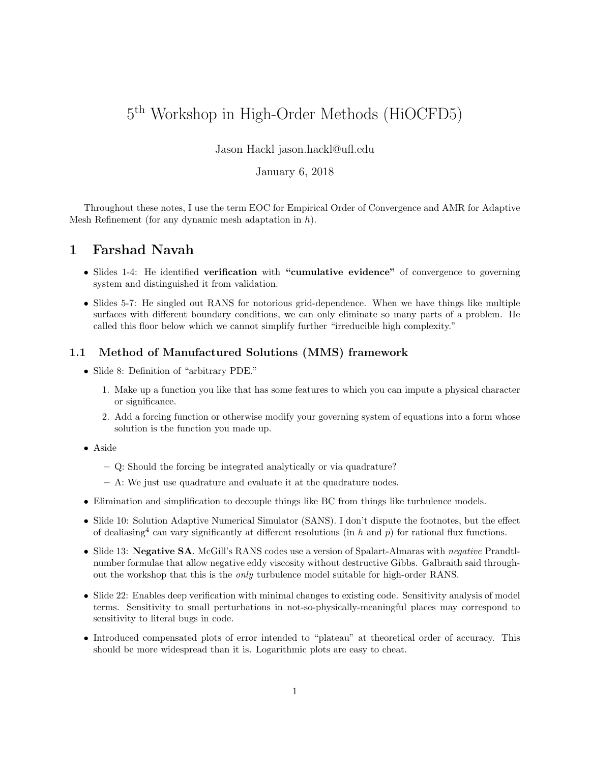# 5th Workshop in High-Order Methods (HiOCFD5)

Jason Hackl jason.hackl@ufl.edu

January 6, 2018

Throughout these notes, I use the term EOC for Empirical Order of Convergence and AMR for Adaptive Mesh Refinement (for any dynamic mesh adaptation in $h$).

## 1 Farshad Navah

- Slides 1-4: He identified **verification** with **"cumulative evidence"** of convergence to governing system and distinguished it from validation.
- Slides 5-7: He singled out RANS for notorious grid-dependence. When we have things like multiple surfaces with different boundary conditions, we can only eliminate so many parts of a problem. He called this floor below which we cannot simplify further "irreducible high complexity."

### 1.1 Method of Manufactured Solutions (MMS) framework

- Slide 8: Definition of "arbitrary PDE."
  1. Make up a function you like that has some features to which you can impute a physical character or significance.
  2. Add a forcing function or otherwise modify your governing system of equations into a form whose solution is the function you made up.
- Aside
  - Q: Should the forcing be integrated analytically or via quadrature?
  - A: We just use quadrature and evaluate it at the quadrature nodes.
- Elimination and simplification to decouple things like BC from things like turbulence models.
- Slide 10: Solution Adaptive Numerical Simulator (SANS). I don't dispute the footnotes, but the effect of dealiasing[4] can vary significantly at different resolutions (in $h$ and $p$) for rational flux functions.
- Slide 13: **Negative SA**. McGill's RANS codes use a version of Spalart-Almaras with *negative* Prandtl-number formulae that allow negative eddy viscosity without destructive Gibbs. Galbraith said throughout the workshop that this is the *only* turbulence model suitable for high-order RANS.
- Slide 22: Enables deep verification with minimal changes to existing code. Sensitivity analysis of model terms. Sensitivity to small perturbations in not-so-physically-meaningful places may correspond to sensitivity to literal bugs in code.
- Introduced compensated plots of error intended to "plateau" at theoretical order of accuracy. This should be more widespread than it is. Logarithmic plots are easy to cheat.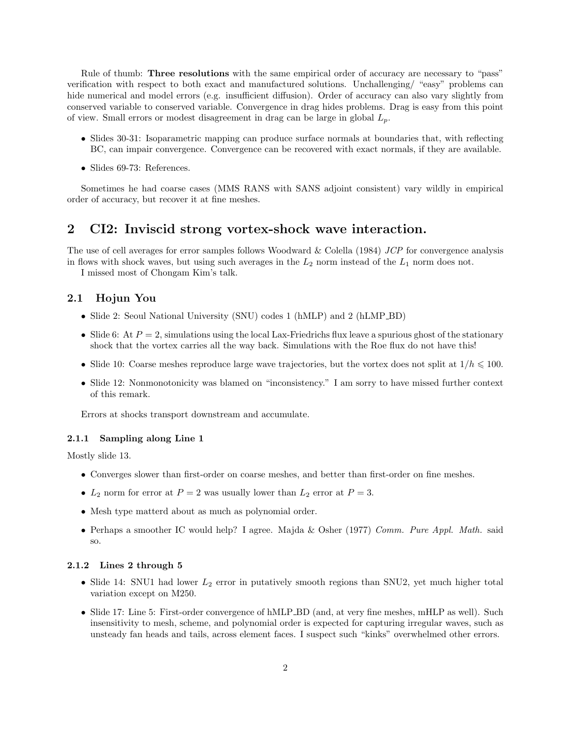Rule of thumb: **Three resolutions** with the same empirical order of accuracy are necessary to "pass" verification with respect to both exact and manufactured solutions. Unchallenging/ "easy" problems can hide numerical and model errors (e.g. insufficient diffusion). Order of accuracy can also vary slightly from conserved variable to conserved variable. Convergence in drag hides problems. Drag is easy from this point of view. Small errors or modest disagreement in drag can be large in global $L_p$.

- Slides 30-31: Isoparametric mapping can produce surface normals at boundaries that, with reflecting BC, can impair convergence. Convergence can be recovered with exact normals, if they are available.
- Slides 69-73: References.

Sometimes he had coarse cases (MMS RANS with SANS adjoint consistent) vary wildly in empirical order of accuracy, but recover it at fine meshes.

## 2 CI2: Inviscid strong vortex-shock wave interaction.

The use of cell averages for error samples follows Woodward & Colella (1984) *JCP* for convergence analysis in flows with shock waves, but using such averages in the $L_2$ norm instead of the $L_1$ norm does not.

I missed most of Chongam Kim's talk.

### 2.1 Hojun You

- Slide 2: Seoul National University (SNU) codes 1 (hMLP) and 2 (hLMP_BD)
- Slide 6: At $P = 2$, simulations using the local Lax-Friedrichs flux leave a spurious ghost of the stationary shock that the vortex carries all the way back. Simulations with the Roe flux do not have this!
- Slide 10: Coarse meshes reproduce large wave trajectories, but the vortex does not split at $1/h \leqslant 100$.
- Slide 12: Nonmonotonicity was blamed on "inconsistency." I am sorry to have missed further context of this remark.

Errors at shocks transport downstream and accumulate.

#### 2.1.1 Sampling along Line 1

Mostly slide 13.

- Converges slower than first-order on coarse meshes, and better than first-order on fine meshes.
- $L_2$ norm for error at $P = 2$ was usually lower than $L_2$ error at $P = 3$.
- Mesh type matterd about as much as polynomial order.
- Perhaps a smoother IC would help? I agree. Majda & Osher (1977) *Comm. Pure Appl. Math.* said so.

#### 2.1.2 Lines 2 through 5

- Slide 14: SNU1 had lower $L_2$ error in putatively smooth regions than SNU2, yet much higher total variation except on M250.
- Slide 17: Line 5: First-order convergence of hMLP_BD (and, at very fine meshes, mHLP as well). Such insensitivity to mesh, scheme, and polynomial order is expected for capturing irregular waves, such as unsteady fan heads and tails, across element faces. I suspect such "kinks" overwhelmed other errors.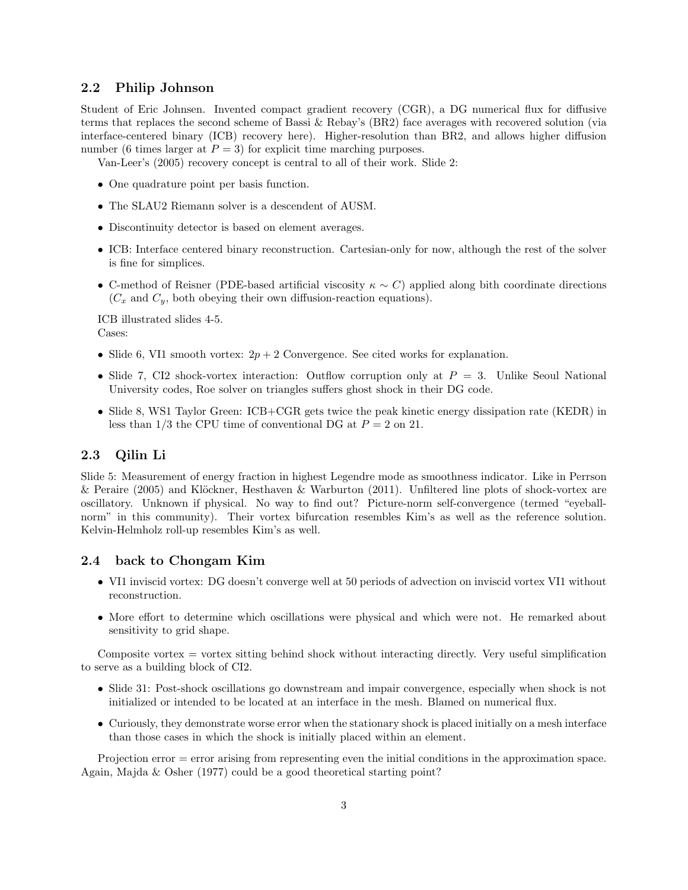### 2.2 Philip Johnson

Student of Eric Johnsen. Invented compact gradient recovery (CGR), a DG numerical flux for diffusive terms that replaces the second scheme of Bassi & Rebay's (BR2) face averages with recovered solution (via interface-centered binary (ICB) recovery here). Higher-resolution than BR2, and allows higher diffusion number (6 times larger at $P = 3$) for explicit time marching purposes.

Van-Leer's (2005) recovery concept is central to all of their work. Slide 2:

- One quadrature point per basis function.
- The SLAU2 Riemann solver is a descendent of AUSM.
- Discontinuity detector is based on element averages.
- ICB: Interface centered binary reconstruction. Cartesian-only for now, although the rest of the solver is fine for simplices.
- C-method of Reisner (PDE-based artificial viscosity $\kappa \sim C$) applied along bith coordinate directions ($C_x$ and $C_y$, both obeying their own diffusion-reaction equations).

ICB illustrated slides 4-5.

Cases:

- Slide 6, VI1 smooth vortex: $2p + 2$ Convergence. See cited works for explanation.
- Slide 7, CI2 shock-vortex interaction: Outflow corruption only at $P = 3$. Unlike Seoul National University codes, Roe solver on triangles suffers ghost shock in their DG code.
- Slide 8, WS1 Taylor Green: ICB+CGR gets twice the peak kinetic energy dissipation rate (KEDR) in less than 1/3 the CPU time of conventional DG at $P = 2$ on 21.

### 2.3 Qilin Li

Slide 5: Measurement of energy fraction in highest Legendre mode as smoothness indicator. Like in Perrson & Peraire (2005) and Klöckner, Hesthaven & Warburton (2011). Unfiltered line plots of shock-vortex are oscillatory. Unknown if physical. No way to find out? Picture-norm self-convergence (termed "eyeball-norm" in this community). Their vortex bifurcation resembles Kim's as well as the reference solution. Kelvin-Helmholz roll-up resembles Kim's as well.

### 2.4 back to Chongam Kim

- VI1 inviscid vortex: DG doesn't converge well at 50 periods of advection on inviscid vortex VI1 without reconstruction.
- More effort to determine which oscillations were physical and which were not. He remarked about sensitivity to grid shape.

Composite vortex = vortex sitting behind shock without interacting directly. Very useful simplification to serve as a building block of CI2.

- Slide 31: Post-shock oscillations go downstream and impair convergence, especially when shock is not initialized or intended to be located at an interface in the mesh. Blamed on numerical flux.
- Curiously, they demonstrate worse error when the stationary shock is placed initially on a mesh interface than those cases in which the shock is initially placed within an element.

Projection error = error arising from representing even the initial conditions in the approximation space. Again, Majda & Osher (1977) could be a good theoretical starting point?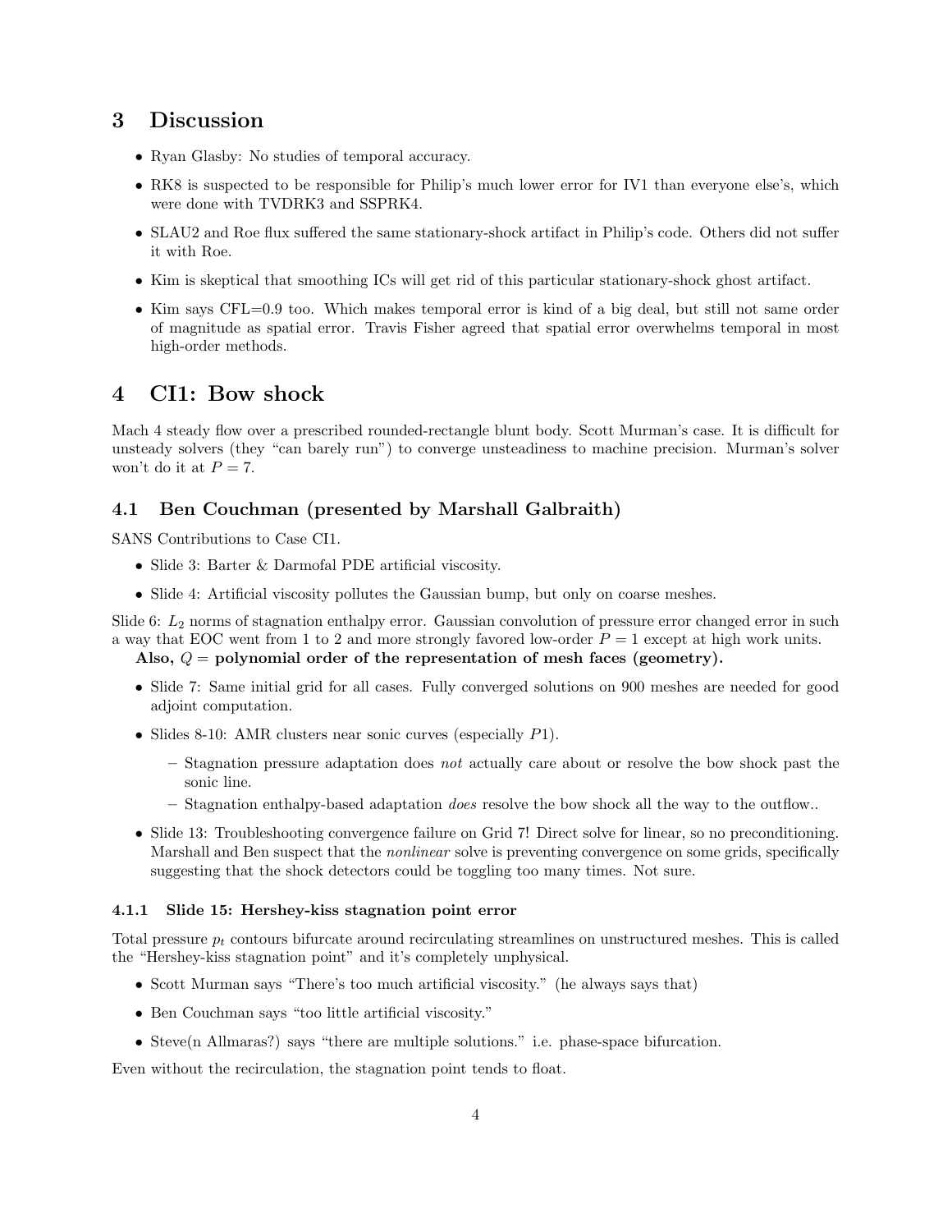# 3 Discussion

- Ryan Glasby: No studies of temporal accuracy.
- RK8 is suspected to be responsible for Philip's much lower error for IV1 than everyone else's, which were done with TVDRK3 and SSPRK4.
- SLAU2 and Roe flux suffered the same stationary-shock artifact in Philip's code. Others did not suffer it with Roe.
- Kim is skeptical that smoothing ICs will get rid of this particular stationary-shock ghost artifact.
- Kim says CFL=0.9 too. Which makes temporal error is kind of a big deal, but still not same order of magnitude as spatial error. Travis Fisher agreed that spatial error overwhelms temporal in most high-order methods.

# 4 CI1: Bow shock

Mach 4 steady flow over a prescribed rounded-rectangle blunt body. Scott Murman's case. It is difficult for unsteady solvers (they "can barely run") to converge unsteadiness to machine precision. Murman's solver won't do it at $P = 7$.

## 4.1 Ben Couchman (presented by Marshall Galbraith)

SANS Contributions to Case CI1.

- Slide 3: Barter & Darmofal PDE artificial viscosity.
- Slide 4: Artificial viscosity pollutes the Gaussian bump, but only on coarse meshes.

Slide 6: $L_2$ norms of stagnation enthalpy error. Gaussian convolution of pressure error changed error in such a way that EOC went from 1 to 2 and more strongly favored low-order $P = 1$ except at high work units.

**Also, $Q$ = polynomial order of the representation of mesh faces (geometry).**

- Slide 7: Same initial grid for all cases. Fully converged solutions on 900 meshes are needed for good adjoint computation.
- Slides 8-10: AMR clusters near sonic curves (especially $P1$).
  - Stagnation pressure adaptation does *not* actually care about or resolve the bow shock past the sonic line.
  - Stagnation enthalpy-based adaptation *does* resolve the bow shock all the way to the outflow..
- Slide 13: Troubleshooting convergence failure on Grid 7! Direct solve for linear, so no preconditioning. Marshall and Ben suspect that the *nonlinear* solve is preventing convergence on some grids, specifically suggesting that the shock detectors could be toggling too many times. Not sure.

### 4.1.1 Slide 15: Hershey-kiss stagnation point error

Total pressure $p_t$ contours bifurcate around recirculating streamlines on unstructured meshes. This is called the "Hershey-kiss stagnation point" and it's completely unphysical.

- Scott Murman says "There's too much artificial viscosity." (he always says that)
- Ben Couchman says "too little artificial viscosity."
- Steve(n Allmaras?) says "there are multiple solutions." i.e. phase-space bifurcation.

Even without the recirculation, the stagnation point tends to float.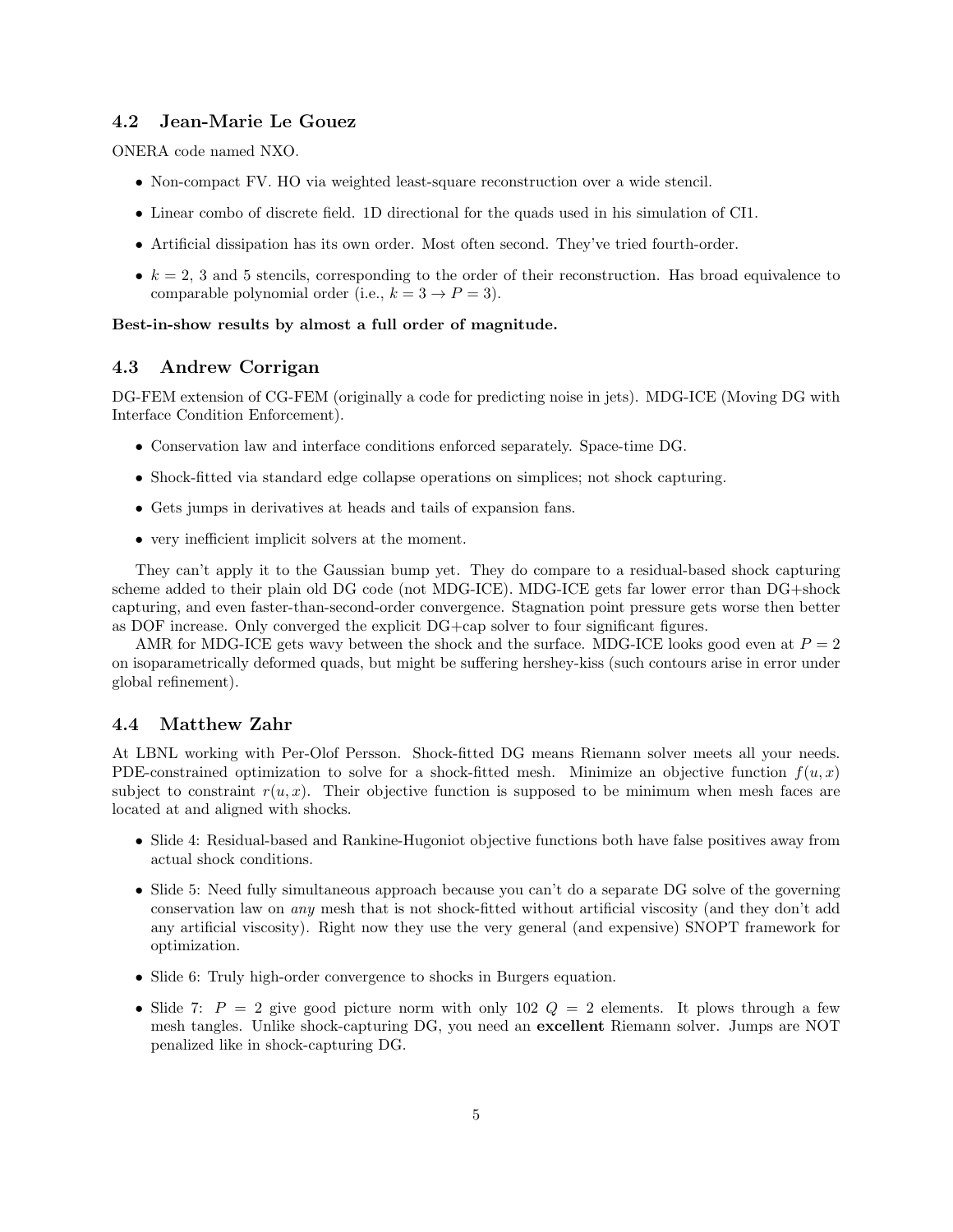### 4.2 Jean-Marie Le Gouez

ONERA code named NXO.

- Non-compact FV. HO via weighted least-square reconstruction over a wide stencil.
- Linear combo of discrete field. 1D directional for the quads used in his simulation of CI1.
- Artificial dissipation has its own order. Most often second. They've tried fourth-order.
- $k = 2$, 3 and 5 stencils, corresponding to the order of their reconstruction. Has broad equivalence to comparable polynomial order (i.e., $k = 3 \rightarrow P = 3$).

**Best-in-show results by almost a full order of magnitude.**

### 4.3 Andrew Corrigan

DG-FEM extension of CG-FEM (originally a code for predicting noise in jets). MDG-ICE (Moving DG with Interface Condition Enforcement).

- Conservation law and interface conditions enforced separately. Space-time DG.
- Shock-fitted via standard edge collapse operations on simplices; not shock capturing.
- Gets jumps in derivatives at heads and tails of expansion fans.
- very inefficient implicit solvers at the moment.

They can't apply it to the Gaussian bump yet. They do compare to a residual-based shock capturing scheme added to their plain old DG code (not MDG-ICE). MDG-ICE gets far lower error than DG+shock capturing, and even faster-than-second-order convergence. Stagnation point pressure gets worse then better as DOF increase. Only converged the explicit DG+cap solver to four significant figures.

AMR for MDG-ICE gets wavy between the shock and the surface. MDG-ICE looks good even at $P = 2$ on isoparametrically deformed quads, but might be suffering hershey-kiss (such contours arise in error under global refinement).

### 4.4 Matthew Zahr

At LBNL working with Per-Olof Persson. Shock-fitted DG means Riemann solver meets all your needs. PDE-constrained optimization to solve for a shock-fitted mesh. Minimize an objective function $f(u, x)$ subject to constraint $r(u, x)$. Their objective function is supposed to be minimum when mesh faces are located at and aligned with shocks.

- Slide 4: Residual-based and Rankine-Hugoniot objective functions both have false positives away from actual shock conditions.
- Slide 5: Need fully simultaneous approach because you can't do a separate DG solve of the governing conservation law on *any* mesh that is not shock-fitted without artificial viscosity (and they don't add any artificial viscosity). Right now they use the very general (and expensive) SNOPT framework for optimization.
- Slide 6: Truly high-order convergence to shocks in Burgers equation.
- Slide 7: $P = 2$ give good picture norm with only 102 $Q = 2$ elements. It plows through a few mesh tangles. Unlike shock-capturing DG, you need an **excellent** Riemann solver. Jumps are NOT penalized like in shock-capturing DG.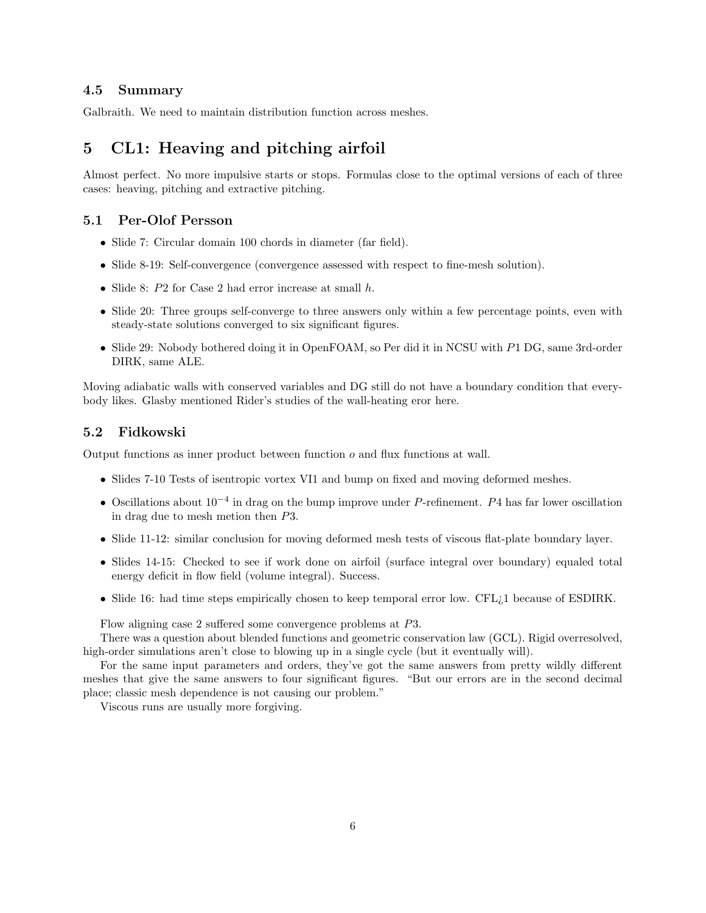### 4.5 Summary

Galbraith. We need to maintain distribution function across meshes.

## 5 CL1: Heaving and pitching airfoil

Almost perfect. No more impulsive starts or stops. Formulas close to the optimal versions of each of three cases: heaving, pitching and extractive pitching.

### 5.1 Per-Olof Persson

- Slide 7: Circular domain 100 chords in diameter (far field).
- Slide 8-19: Self-convergence (convergence assessed with respect to fine-mesh solution).
- Slide 8: $P2$ for Case 2 had error increase at small $h$.
- Slide 20: Three groups self-converge to three answers only within a few percentage points, even with steady-state solutions converged to six significant figures.
- Slide 29: Nobody bothered doing it in OpenFOAM, so Per did it in NCSU with $P1$ DG, same 3rd-order DIRK, same ALE.

Moving adiabatic walls with conserved variables and DG still do not have a boundary condition that everybody likes. Glasby mentioned Rider's studies of the wall-heating eror here.

### 5.2 Fidkowski

Output functions as inner product between function $o$ and flux functions at wall.

- Slides 7-10 Tests of isentropic vortex VI1 and bump on fixed and moving deformed meshes.
- Oscillations about $10^{-4}$ in drag on the bump improve under $P$-refinement. $P4$ has far lower oscillation in drag due to mesh metion then $P3$.
- Slide 11-12: similar conclusion for moving deformed mesh tests of viscous flat-plate boundary layer.
- Slides 14-15: Checked to see if work done on airfoil (surface integral over boundary) equaled total energy deficit in flow field (volume integral). Success.
- Slide 16: had time steps empirically chosen to keep temporal error low. CFL¿1 because of ESDIRK.

Flow aligning case 2 suffered some convergence problems at $P3$.

There was a question about blended functions and geometric conservation law (GCL). Rigid overresolved, high-order simulations aren't close to blowing up in a single cycle (but it eventually will).

For the same input parameters and orders, they've got the same answers from pretty wildly different meshes that give the same answers to four significant figures. "But our errors are in the second decimal place; classic mesh dependence is not causing our problem."

Viscous runs are usually more forgiving.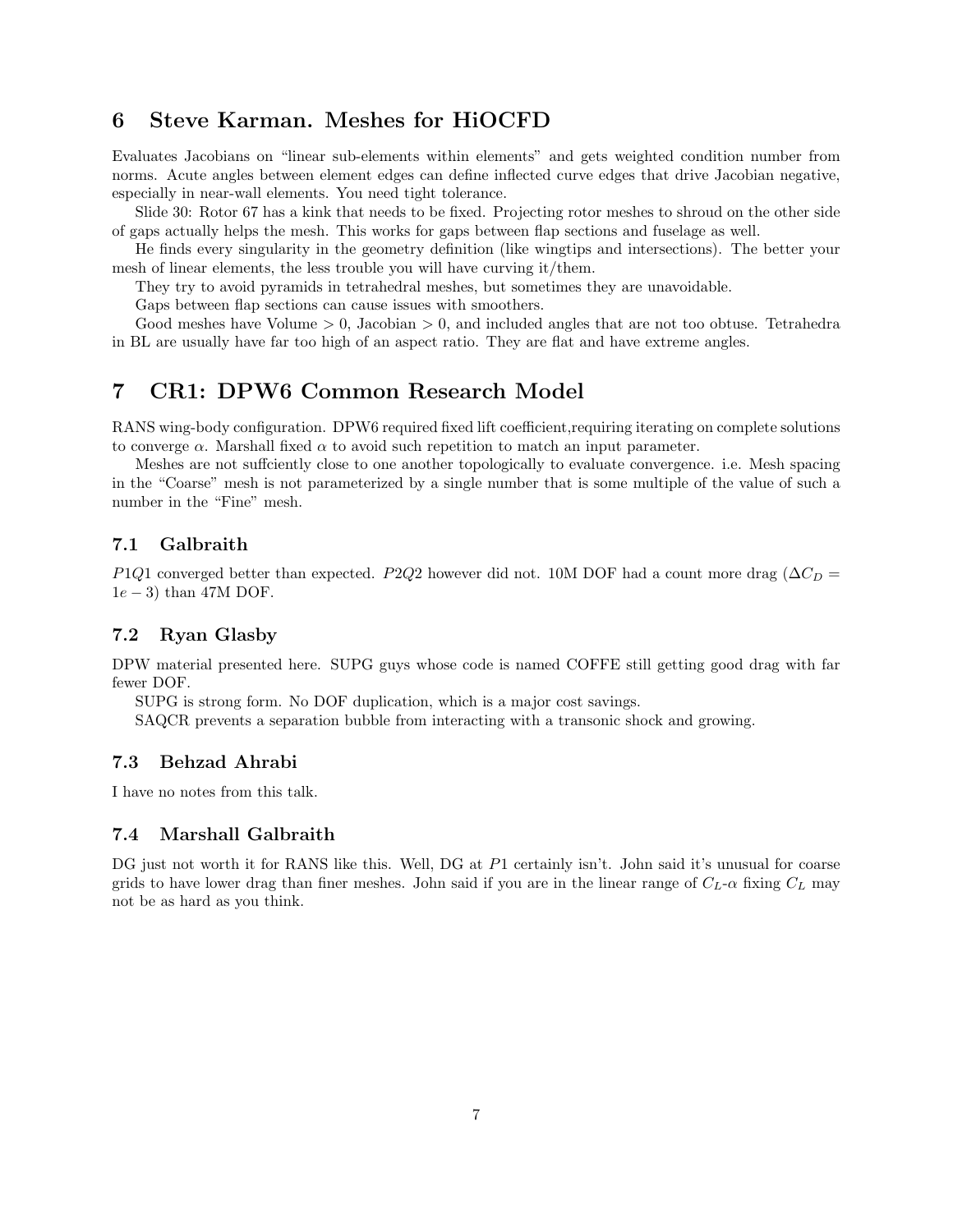## 6 Steve Karman. Meshes for HiOCFD

Evaluates Jacobians on "linear sub-elements within elements" and gets weighted condition number from norms. Acute angles between element edges can define inflected curve edges that drive Jacobian negative, especially in near-wall elements. You need tight tolerance.

Slide 30: Rotor 67 has a kink that needs to be fixed. Projecting rotor meshes to shroud on the other side of gaps actually helps the mesh. This works for gaps between flap sections and fuselage as well.

He finds every singularity in the geometry definition (like wingtips and intersections). The better your mesh of linear elements, the less trouble you will have curving it/them.

They try to avoid pyramids in tetrahedral meshes, but sometimes they are unavoidable.

Gaps between flap sections can cause issues with smoothers.

Good meshes have Volume $> 0$, Jacobian $> 0$, and included angles that are not too obtuse. Tetrahedra in BL are usually have far too high of an aspect ratio. They are flat and have extreme angles.

## 7 CR1: DPW6 Common Research Model

RANS wing-body configuration. DPW6 required fixed lift coefficient,requiring iterating on complete solutions to converge $\alpha$. Marshall fixed $\alpha$ to avoid such repetition to match an input parameter.

Meshes are not suffciently close to one another topologically to evaluate convergence. i.e. Mesh spacing in the "Coarse" mesh is not parameterized by a single number that is some multiple of the value of such a number in the "Fine" mesh.

### 7.1 Galbraith

$P1Q1$ converged better than expected. $P2Q2$ however did not. 10M DOF had a count more drag ($\Delta C_D = 1e-3$) than 47M DOF.

### 7.2 Ryan Glasby

DPW material presented here. SUPG guys whose code is named COFFE still getting good drag with far fewer DOF.

SUPG is strong form. No DOF duplication, which is a major cost savings.

SAQCR prevents a separation bubble from interacting with a transonic shock and growing.

### 7.3 Behzad Ahrabi

I have no notes from this talk.

### 7.4 Marshall Galbraith

DG just not worth it for RANS like this. Well, DG at $P1$ certainly isn't. John said it's unusual for coarse grids to have lower drag than finer meshes. John said if you are in the linear range of $C_L$-$\alpha$ fixing $C_L$ may not be as hard as you think.